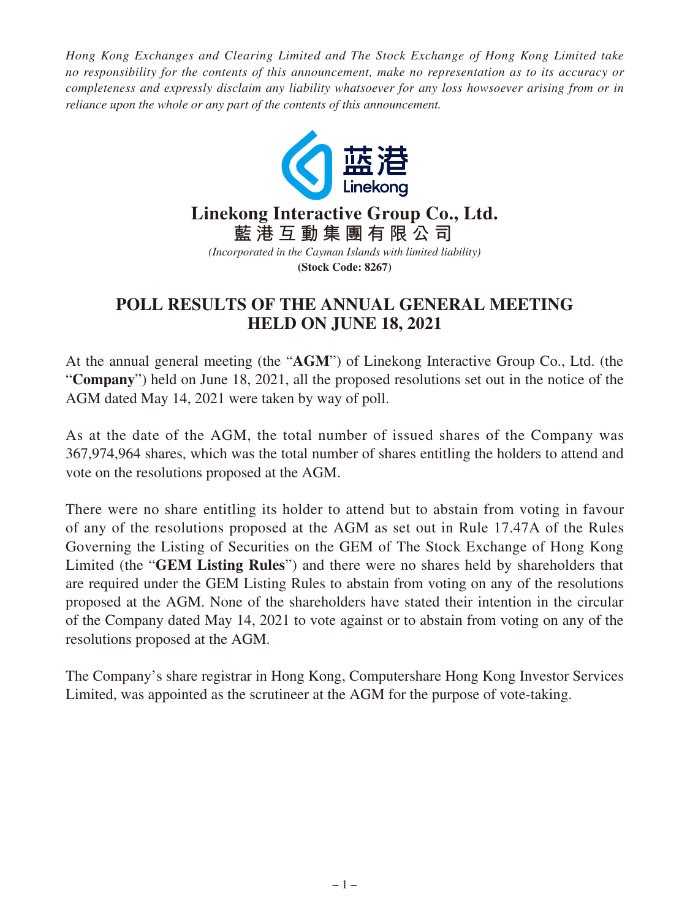*Hong Kong Exchanges and Clearing Limited and The Stock Exchange of Hong Kong Limited take no responsibility for the contents of this announcement, make no representation as to its accuracy or completeness and expressly disclaim any liability whatsoever for any loss howsoever arising from or in reliance upon the whole or any part of the contents of this announcement.*

蓝港
Linekong

# Linekong Interactive Group Co., Ltd.

**藍港互動集團有限公司**

*(Incorporated in the Cayman Islands with limited liability)*

**(Stock Code: 8267)**

## POLL RESULTS OF THE ANNUAL GENERAL MEETING HELD ON JUNE 18, 2021

At the annual general meeting (the "**AGM**") of Linekong Interactive Group Co., Ltd. (the "**Company**") held on June 18, 2021, all the proposed resolutions set out in the notice of the AGM dated May 14, 2021 were taken by way of poll.

As at the date of the AGM, the total number of issued shares of the Company was 367,974,964 shares, which was the total number of shares entitling the holders to attend and vote on the resolutions proposed at the AGM.

There were no share entitling its holder to attend but to abstain from voting in favour of any of the resolutions proposed at the AGM as set out in Rule 17.47A of the Rules Governing the Listing of Securities on the GEM of The Stock Exchange of Hong Kong Limited (the "**GEM Listing Rules**") and there were no shares held by shareholders that are required under the GEM Listing Rules to abstain from voting on any of the resolutions proposed at the AGM. None of the shareholders have stated their intention in the circular of the Company dated May 14, 2021 to vote against or to abstain from voting on any of the resolutions proposed at the AGM.

The Company's share registrar in Hong Kong, Computershare Hong Kong Investor Services Limited, was appointed as the scrutineer at the AGM for the purpose of vote-taking.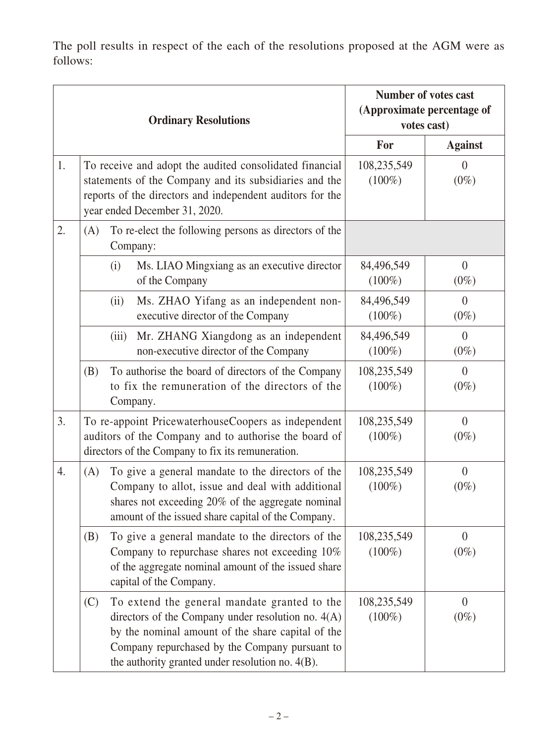The poll results in respect of the each of the resolutions proposed at the AGM were as follows:

| | Ordinary Resolutions | Number of votes cast (Approximate percentage of votes cast) | |
|---|---|---|---|
| | | **For** | **Against** |
| 1. | To receive and adopt the audited consolidated financial statements of the Company and its subsidiaries and the reports of the directors and independent auditors for the year ended December 31, 2020. | 108,235,549 (100%) | 0 (0%) |
| 2. | (A) To re-elect the following persons as directors of the Company: | | |
| | (i) Ms. LIAO Mingxiang as an executive director of the Company | 84,496,549 (100%) | 0 (0%) |
| | (ii) Ms. ZHAO Yifang as an independent non-executive director of the Company | 84,496,549 (100%) | 0 (0%) |
| | (iii) Mr. ZHANG Xiangdong as an independent non-executive director of the Company | 84,496,549 (100%) | 0 (0%) |
| | (B) To authorise the board of directors of the Company to fix the remuneration of the directors of the Company. | 108,235,549 (100%) | 0 (0%) |
| 3. | To re-appoint PricewaterhouseCoopers as independent auditors of the Company and to authorise the board of directors of the Company to fix its remuneration. | 108,235,549 (100%) | 0 (0%) |
| 4. | (A) To give a general mandate to the directors of the Company to allot, issue and deal with additional shares not exceeding 20% of the aggregate nominal amount of the issued share capital of the Company. | 108,235,549 (100%) | 0 (0%) |
| | (B) To give a general mandate to the directors of the Company to repurchase shares not exceeding 10% of the aggregate nominal amount of the issued share capital of the Company. | 108,235,549 (100%) | 0 (0%) |
| | (C) To extend the general mandate granted to the directors of the Company under resolution no. 4(A) by the nominal amount of the share capital of the Company repurchased by the Company pursuant to the authority granted under resolution no. 4(B). | 108,235,549 (100%) | 0 (0%) |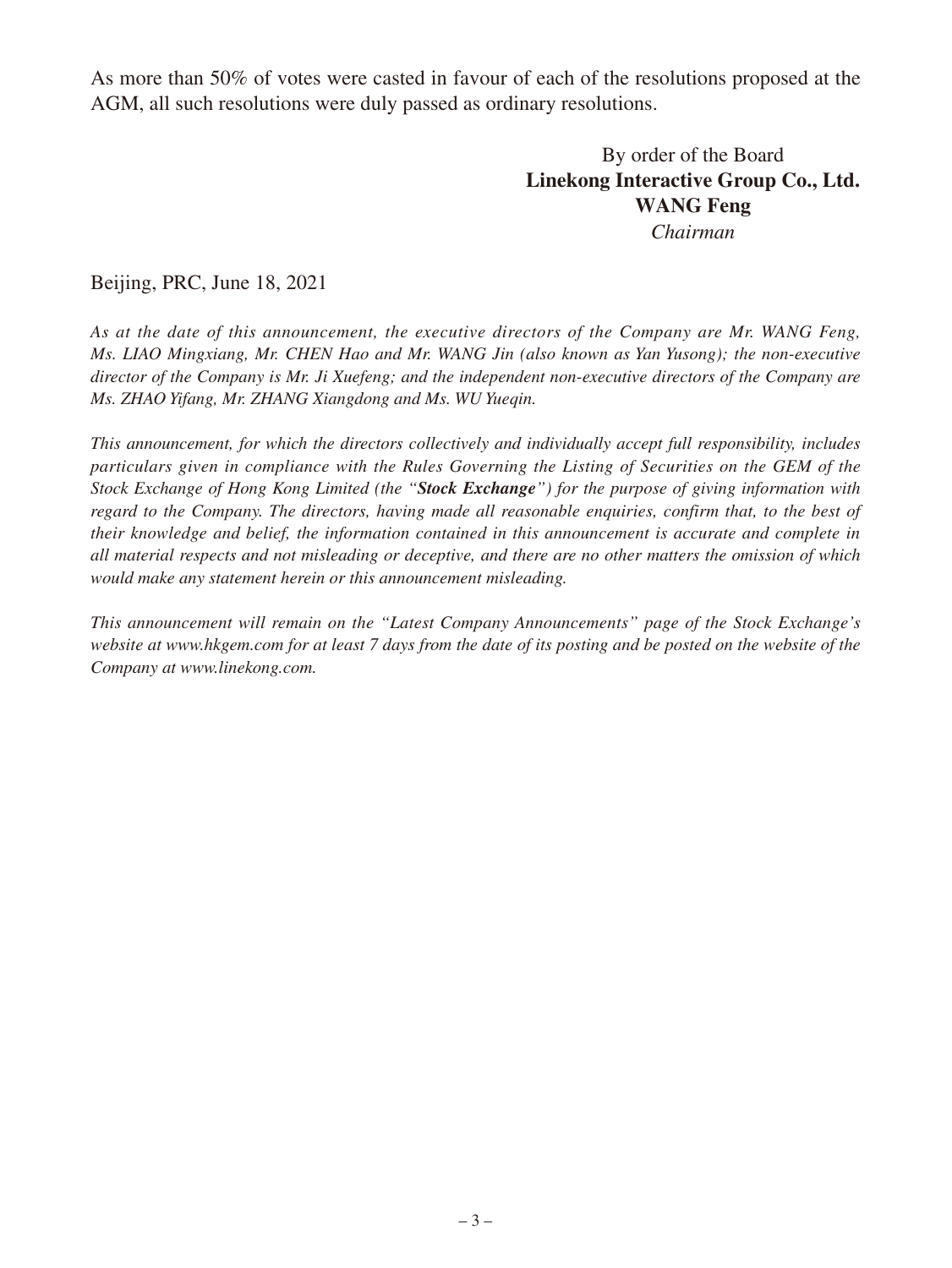As more than 50% of votes were casted in favour of each of the resolutions proposed at the AGM, all such resolutions were duly passed as ordinary resolutions.

By order of the Board
**Linekong Interactive Group Co., Ltd.**
**WANG Feng**
*Chairman*

Beijing, PRC, June 18, 2021

*As at the date of this announcement, the executive directors of the Company are Mr. WANG Feng, Ms. LIAO Mingxiang, Mr. CHEN Hao and Mr. WANG Jin (also known as Yan Yusong); the non-executive director of the Company is Mr. Ji Xuefeng; and the independent non-executive directors of the Company are Ms. ZHAO Yifang, Mr. ZHANG Xiangdong and Ms. WU Yueqin.*

*This announcement, for which the directors collectively and individually accept full responsibility, includes particulars given in compliance with the Rules Governing the Listing of Securities on the GEM of the Stock Exchange of Hong Kong Limited (the "**Stock Exchange**") for the purpose of giving information with regard to the Company. The directors, having made all reasonable enquiries, confirm that, to the best of their knowledge and belief, the information contained in this announcement is accurate and complete in all material respects and not misleading or deceptive, and there are no other matters the omission of which would make any statement herein or this announcement misleading.*

*This announcement will remain on the "Latest Company Announcements" page of the Stock Exchange's website at www.hkgem.com for at least 7 days from the date of its posting and be posted on the website of the Company at www.linekong.com.*